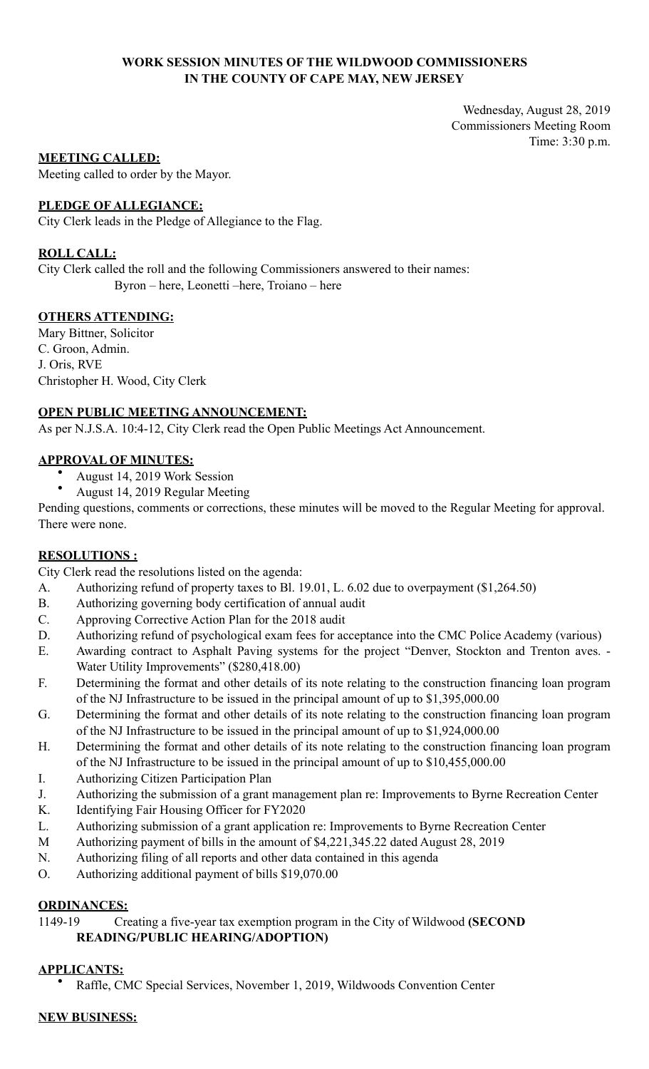**WORK SESSION MINUTES OF THE WILDWOOD COMMISSIONERS**
**IN THE COUNTY OF CAPE MAY, NEW JERSEY**

Wednesday, August 28, 2019
Commissioners Meeting Room
Time: 3:30 p.m.

**MEETING CALLED:**

Meeting called to order by the Mayor.

**PLEDGE OF ALLEGIANCE:**

City Clerk leads in the Pledge of Allegiance to the Flag.

**ROLL CALL:**

City Clerk called the roll and the following Commissioners answered to their names:
Byron – here, Leonetti –here, Troiano – here

**OTHERS ATTENDING:**

Mary Bittner, Solicitor
C. Groon, Admin.
J. Oris, RVE
Christopher H. Wood, City Clerk

**OPEN PUBLIC MEETING ANNOUNCEMENT:**

As per N.J.S.A. 10:4-12, City Clerk read the Open Public Meetings Act Announcement.

**APPROVAL OF MINUTES:**

- August 14, 2019 Work Session
- August 14, 2019 Regular Meeting

Pending questions, comments or corrections, these minutes will be moved to the Regular Meeting for approval. There were none.

**RESOLUTIONS :**

City Clerk read the resolutions listed on the agenda:

A. Authorizing refund of property taxes to Bl. 19.01, L. 6.02 due to overpayment ($1,264.50)
B. Authorizing governing body certification of annual audit
C. Approving Corrective Action Plan for the 2018 audit
D. Authorizing refund of psychological exam fees for acceptance into the CMC Police Academy (various)
E. Awarding contract to Asphalt Paving systems for the project "Denver, Stockton and Trenton aves. - Water Utility Improvements" ($280,418.00)
F. Determining the format and other details of its note relating to the construction financing loan program of the NJ Infrastructure to be issued in the principal amount of up to $1,395,000.00
G. Determining the format and other details of its note relating to the construction financing loan program of the NJ Infrastructure to be issued in the principal amount of up to $1,924,000.00
H. Determining the format and other details of its note relating to the construction financing loan program of the NJ Infrastructure to be issued in the principal amount of up to $10,455,000.00
I. Authorizing Citizen Participation Plan
J. Authorizing the submission of a grant management plan re: Improvements to Byrne Recreation Center
K. Identifying Fair Housing Officer for FY2020
L. Authorizing submission of a grant application re: Improvements to Byrne Recreation Center
M Authorizing payment of bills in the amount of $4,221,345.22 dated August 28, 2019
N. Authorizing filing of all reports and other data contained in this agenda
O. Authorizing additional payment of bills $19,070.00

**ORDINANCES:**

1149-19 Creating a five-year tax exemption program in the City of Wildwood **(SECOND READING/PUBLIC HEARING/ADOPTION)**

**APPLICANTS:**

- Raffle, CMC Special Services, November 1, 2019, Wildwoods Convention Center

**NEW BUSINESS:**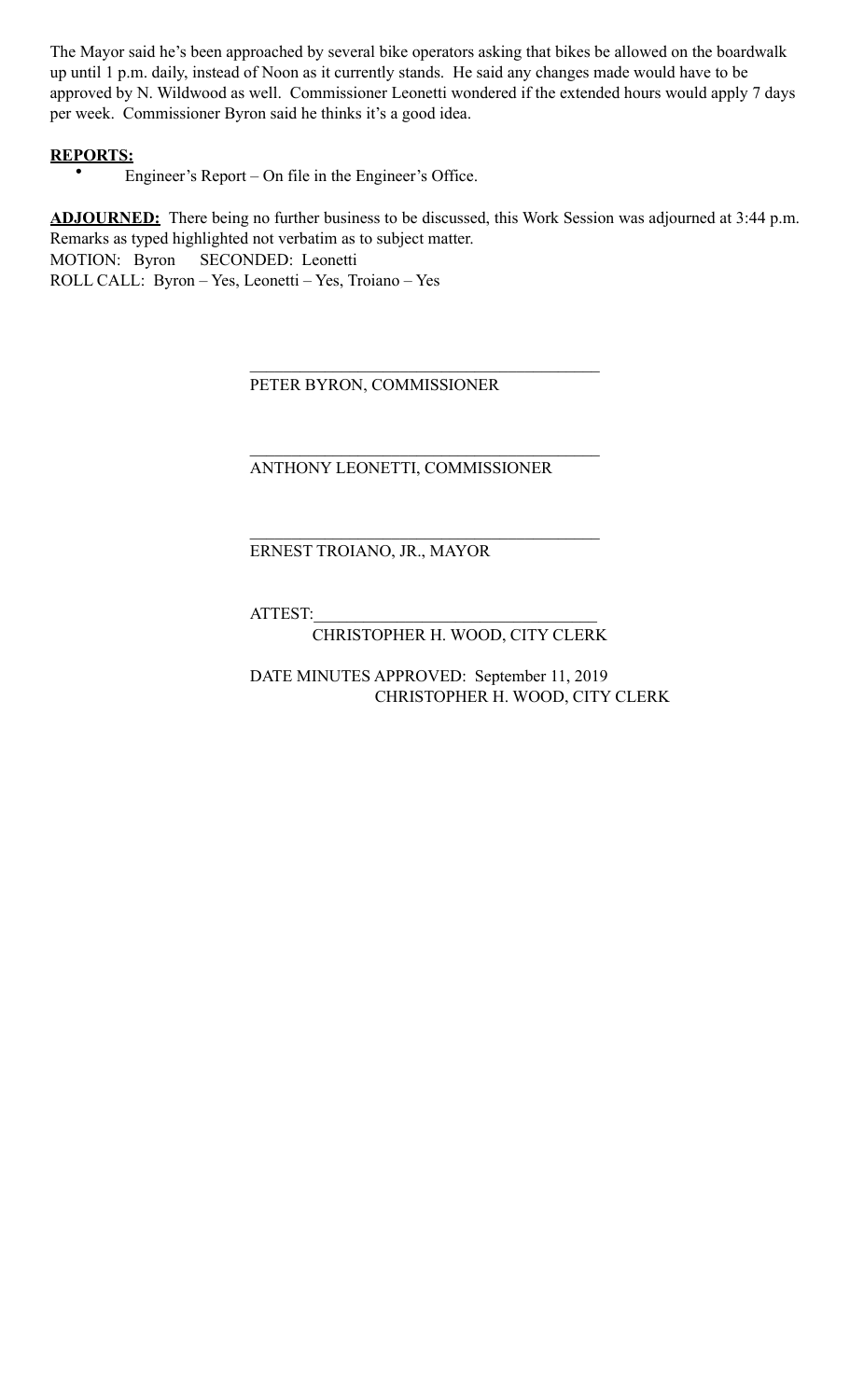The Mayor said he's been approached by several bike operators asking that bikes be allowed on the boardwalk up until 1 p.m. daily, instead of Noon as it currently stands. He said any changes made would have to be approved by N. Wildwood as well. Commissioner Leonetti wondered if the extended hours would apply 7 days per week. Commissioner Byron said he thinks it's a good idea.

**REPORTS:**

- Engineer's Report – On file in the Engineer's Office.

**ADJOURNED:** There being no further business to be discussed, this Work Session was adjourned at 3:44 p.m. Remarks as typed highlighted not verbatim as to subject matter.
MOTION: Byron SECONDED: Leonetti
ROLL CALL: Byron – Yes, Leonetti – Yes, Troiano – Yes

\_\_\_\_\_\_\_\_\_\_\_\_\_\_\_\_\_\_\_\_\_\_\_\_\_\_\_\_\_\_\_\_\_\_\_\_\_\_\_\_
PETER BYRON, COMMISSIONER

\_\_\_\_\_\_\_\_\_\_\_\_\_\_\_\_\_\_\_\_\_\_\_\_\_\_\_\_\_\_\_\_\_\_\_\_\_\_\_\_
ANTHONY LEONETTI, COMMISSIONER

\_\_\_\_\_\_\_\_\_\_\_\_\_\_\_\_\_\_\_\_\_\_\_\_\_\_\_\_\_\_\_\_\_\_\_\_\_\_\_\_
ERNEST TROIANO, JR., MAYOR

ATTEST:\_\_\_\_\_\_\_\_\_\_\_\_\_\_\_\_\_\_\_\_\_\_\_\_\_\_\_\_\_\_\_\_\_\_\_
CHRISTOPHER H. WOOD, CITY CLERK

DATE MINUTES APPROVED: September 11, 2019
CHRISTOPHER H. WOOD, CITY CLERK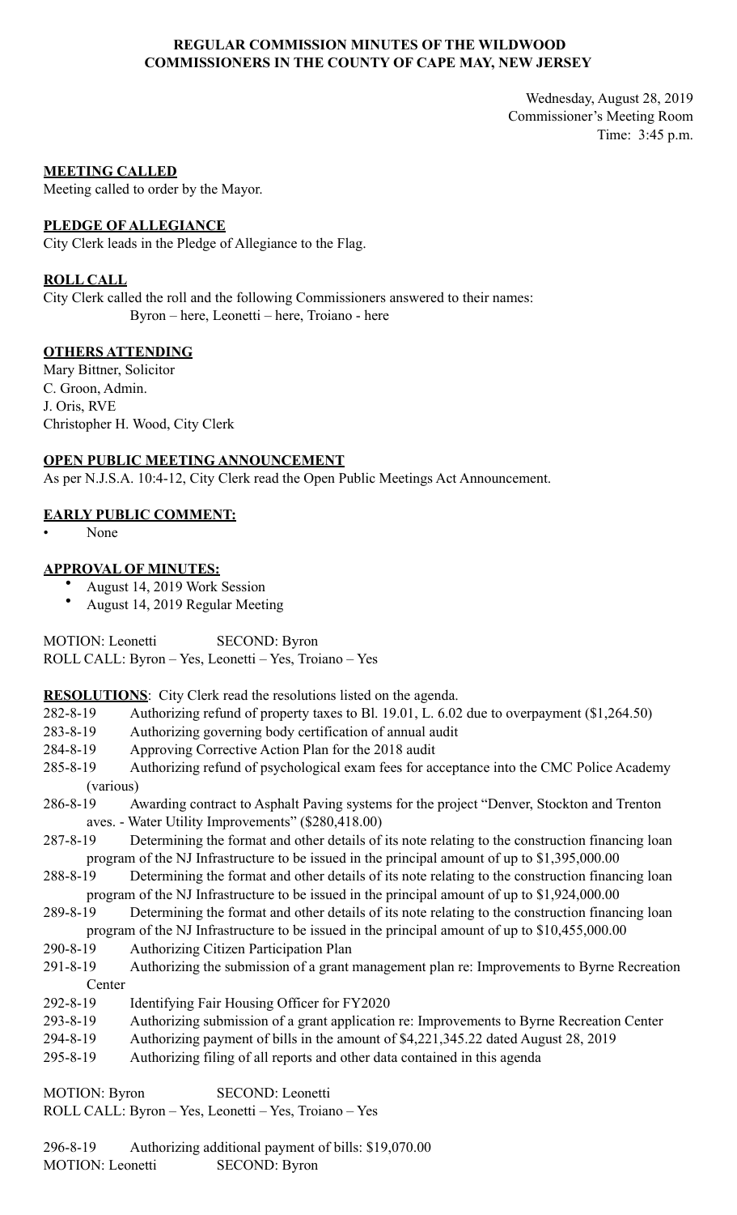**REGULAR COMMISSION MINUTES OF THE WILDWOOD COMMISSIONERS IN THE COUNTY OF CAPE MAY, NEW JERSEY**

Wednesday, August 28, 2019
Commissioner's Meeting Room
Time: 3:45 p.m.

**MEETING CALLED**

Meeting called to order by the Mayor.

**PLEDGE OF ALLEGIANCE**

City Clerk leads in the Pledge of Allegiance to the Flag.

**ROLL CALL**

City Clerk called the roll and the following Commissioners answered to their names:
Byron – here, Leonetti – here, Troiano - here

**OTHERS ATTENDING**

Mary Bittner, Solicitor
C. Groon, Admin.
J. Oris, RVE
Christopher H. Wood, City Clerk

**OPEN PUBLIC MEETING ANNOUNCEMENT**

As per N.J.S.A. 10:4-12, City Clerk read the Open Public Meetings Act Announcement.

**EARLY PUBLIC COMMENT:**

- None

**APPROVAL OF MINUTES:**

- August 14, 2019 Work Session
- August 14, 2019 Regular Meeting

MOTION: Leonetti SECOND: Byron
ROLL CALL: Byron – Yes, Leonetti – Yes, Troiano – Yes

**RESOLUTIONS**: City Clerk read the resolutions listed on the agenda.

282-8-19 Authorizing refund of property taxes to Bl. 19.01, L. 6.02 due to overpayment ($1,264.50)
283-8-19 Authorizing governing body certification of annual audit
284-8-19 Approving Corrective Action Plan for the 2018 audit
285-8-19 Authorizing refund of psychological exam fees for acceptance into the CMC Police Academy (various)
286-8-19 Awarding contract to Asphalt Paving systems for the project "Denver, Stockton and Trenton aves. - Water Utility Improvements" ($280,418.00)
287-8-19 Determining the format and other details of its note relating to the construction financing loan program of the NJ Infrastructure to be issued in the principal amount of up to $1,395,000.00
288-8-19 Determining the format and other details of its note relating to the construction financing loan program of the NJ Infrastructure to be issued in the principal amount of up to $1,924,000.00
289-8-19 Determining the format and other details of its note relating to the construction financing loan program of the NJ Infrastructure to be issued in the principal amount of up to $10,455,000.00
290-8-19 Authorizing Citizen Participation Plan
291-8-19 Authorizing the submission of a grant management plan re: Improvements to Byrne Recreation Center
292-8-19 Identifying Fair Housing Officer for FY2020
293-8-19 Authorizing submission of a grant application re: Improvements to Byrne Recreation Center
294-8-19 Authorizing payment of bills in the amount of $4,221,345.22 dated August 28, 2019
295-8-19 Authorizing filing of all reports and other data contained in this agenda

MOTION: Byron SECOND: Leonetti
ROLL CALL: Byron – Yes, Leonetti – Yes, Troiano – Yes

296-8-19 Authorizing additional payment of bills: $19,070.00
MOTION: Leonetti SECOND: Byron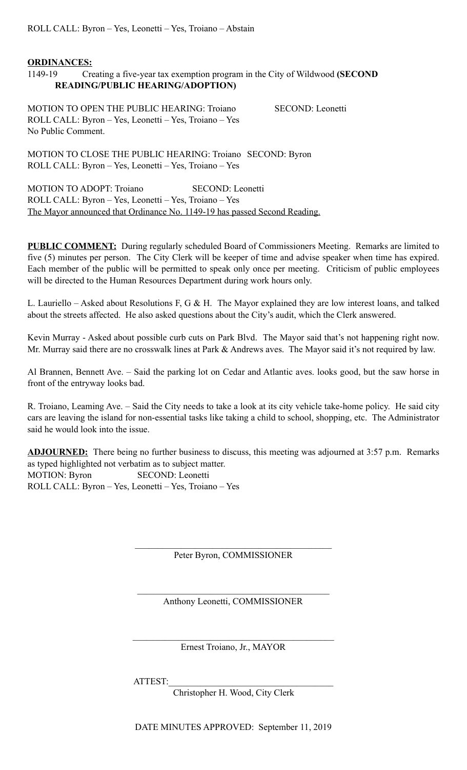ROLL CALL: Byron – Yes, Leonetti – Yes, Troiano – Abstain

**ORDINANCES:**

1149-19 Creating a five-year tax exemption program in the City of Wildwood **(SECOND READING/PUBLIC HEARING/ADOPTION)**

MOTION TO OPEN THE PUBLIC HEARING: Troiano SECOND: Leonetti
ROLL CALL: Byron – Yes, Leonetti – Yes, Troiano – Yes
No Public Comment.

MOTION TO CLOSE THE PUBLIC HEARING: Troiano SECOND: Byron
ROLL CALL: Byron – Yes, Leonetti – Yes, Troiano – Yes

MOTION TO ADOPT: Troiano SECOND: Leonetti
ROLL CALL: Byron – Yes, Leonetti – Yes, Troiano – Yes
The Mayor announced that Ordinance No. 1149-19 has passed Second Reading.

**PUBLIC COMMENT:** During regularly scheduled Board of Commissioners Meeting. Remarks are limited to five (5) minutes per person. The City Clerk will be keeper of time and advise speaker when time has expired. Each member of the public will be permitted to speak only once per meeting. Criticism of public employees will be directed to the Human Resources Department during work hours only.

L. Lauriello – Asked about Resolutions F, G & H. The Mayor explained they are low interest loans, and talked about the streets affected. He also asked questions about the City's audit, which the Clerk answered.

Kevin Murray - Asked about possible curb cuts on Park Blvd. The Mayor said that's not happening right now. Mr. Murray said there are no crosswalk lines at Park & Andrews aves. The Mayor said it's not required by law.

Al Brannen, Bennett Ave. – Said the parking lot on Cedar and Atlantic aves. looks good, but the saw horse in front of the entryway looks bad.

R. Troiano, Leaming Ave. – Said the City needs to take a look at its city vehicle take-home policy. He said city cars are leaving the island for non-essential tasks like taking a child to school, shopping, etc. The Administrator said he would look into the issue.

**ADJOURNED:** There being no further business to discuss, this meeting was adjourned at 3:57 p.m. Remarks as typed highlighted not verbatim as to subject matter.
MOTION: Byron SECOND: Leonetti
ROLL CALL: Byron – Yes, Leonetti – Yes, Troiano – Yes

\_\_\_\_\_\_\_\_\_\_\_\_\_\_\_\_\_\_\_\_\_\_\_\_\_\_\_\_\_\_\_\_\_\_\_\_\_\_\_\_
Peter Byron, COMMISSIONER

\_\_\_\_\_\_\_\_\_\_\_\_\_\_\_\_\_\_\_\_\_\_\_\_\_\_\_\_\_\_\_\_\_\_\_\_\_\_\_\_
Anthony Leonetti, COMMISSIONER

\_\_\_\_\_\_\_\_\_\_\_\_\_\_\_\_\_\_\_\_\_\_\_\_\_\_\_\_\_\_\_\_\_\_\_\_\_\_\_\_
Ernest Troiano, Jr., MAYOR

ATTEST:\_\_\_\_\_\_\_\_\_\_\_\_\_\_\_\_\_\_\_\_\_\_\_\_\_\_\_\_\_\_\_\_\_\_
Christopher H. Wood, City Clerk

DATE MINUTES APPROVED: September 11, 2019